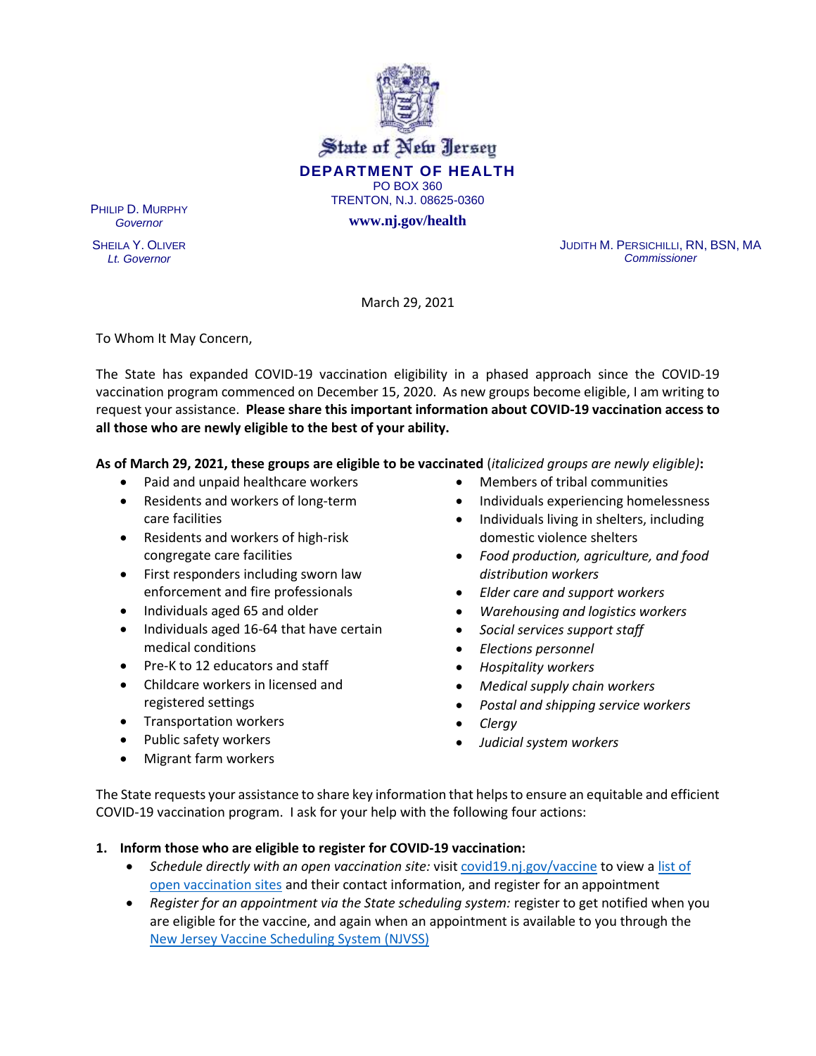State of New Jersey

**DEPARTMENT OF HEALTH**

PO BOX 360

TRENTON, N.J. 08625-0360

**www.nj.gov/health**

PHILIP D. MURPHY
*Governor*

SHEILA Y. OLIVER
*Lt. Governor*

JUDITH M. PERSICHILLI, RN, BSN, MA
*Commissioner*

March 29, 2021

To Whom It May Concern,

The State has expanded COVID-19 vaccination eligibility in a phased approach since the COVID-19 vaccination program commenced on December 15, 2020. As new groups become eligible, I am writing to request your assistance. **Please share this important information about COVID-19 vaccination access to all those who are newly eligible to the best of your ability.**

**As of March 29, 2021, these groups are eligible to be vaccinated** (*italicized groups are newly eligible)***:**

- Paid and unpaid healthcare workers
- Residents and workers of long-term care facilities
- Residents and workers of high-risk congregate care facilities
- First responders including sworn law enforcement and fire professionals
- Individuals aged 65 and older
- Individuals aged 16-64 that have certain medical conditions
- Pre-K to 12 educators and staff
- Childcare workers in licensed and registered settings
- Transportation workers
- Public safety workers
- Migrant farm workers
- Members of tribal communities
- Individuals experiencing homelessness
- Individuals living in shelters, including domestic violence shelters
- *Food production, agriculture, and food distribution workers*
- *Elder care and support workers*
- *Warehousing and logistics workers*
- *Social services support staff*
- *Elections personnel*
- *Hospitality workers*
- *Medical supply chain workers*
- *Postal and shipping service workers*
- *Clergy*
- *Judicial system workers*

The State requests your assistance to share key information that helps to ensure an equitable and efficient COVID-19 vaccination program. I ask for your help with the following four actions:

1. **Inform those who are eligible to register for COVID-19 vaccination:**
   - *Schedule directly with an open vaccination site:* visit covid19.nj.gov/vaccine to view a list of open vaccination sites and their contact information, and register for an appointment
   - *Register for an appointment via the State scheduling system:* register to get notified when you are eligible for the vaccine, and again when an appointment is available to you through the New Jersey Vaccine Scheduling System (NJVSS)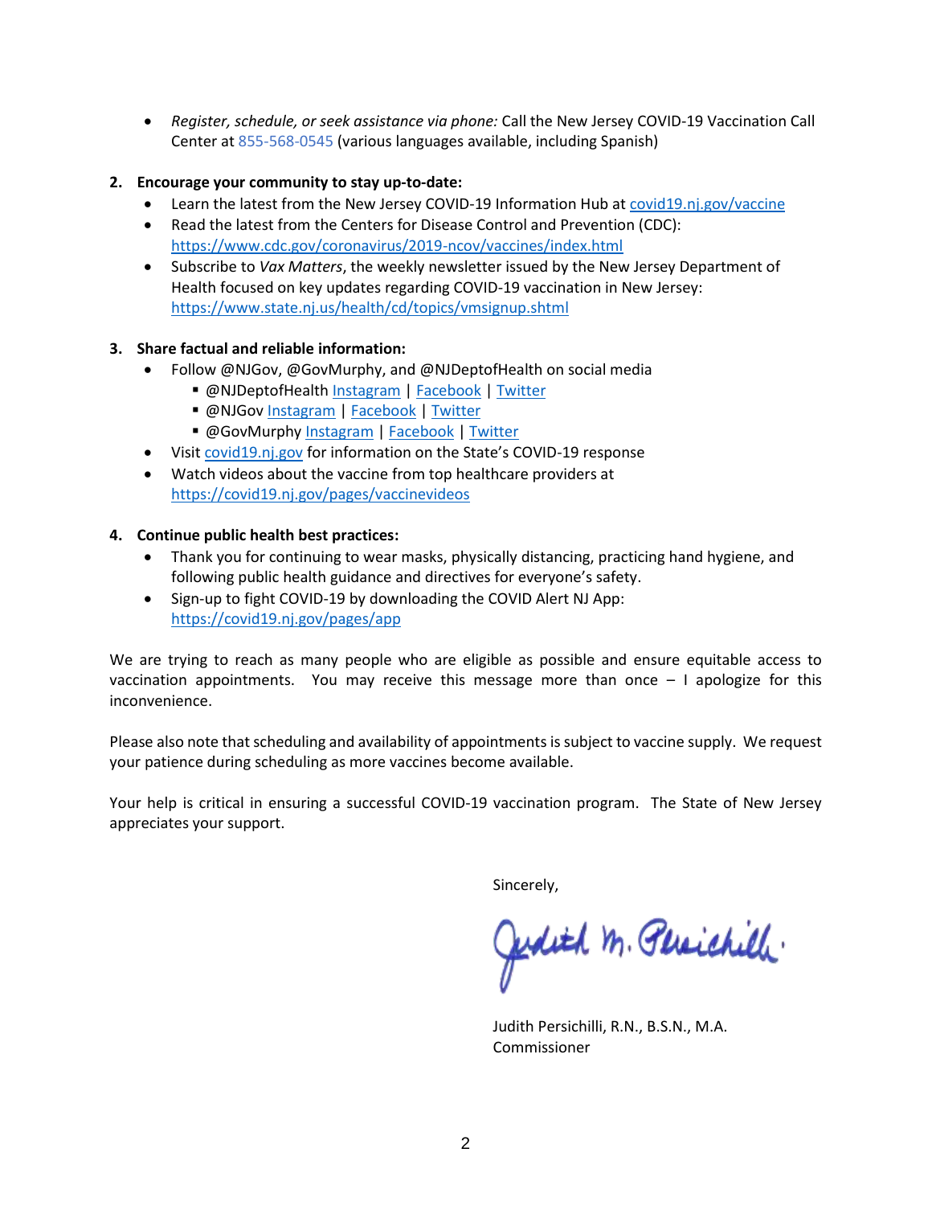- *Register, schedule, or seek assistance via phone:* Call the New Jersey COVID-19 Vaccination Call Center at 855-568-0545 (various languages available, including Spanish)

2. **Encourage your community to stay up-to-date:**
   - Learn the latest from the New Jersey COVID-19 Information Hub at covid19.nj.gov/vaccine
   - Read the latest from the Centers for Disease Control and Prevention (CDC): https://www.cdc.gov/coronavirus/2019-ncov/vaccines/index.html
   - Subscribe to *Vax Matters*, the weekly newsletter issued by the New Jersey Department of Health focused on key updates regarding COVID-19 vaccination in New Jersey: https://www.state.nj.us/health/cd/topics/vmsignup.shtml

3. **Share factual and reliable information:**
   - Follow @NJGov, @GovMurphy, and @NJDeptofHealth on social media
     - @NJDeptofHealth Instagram | Facebook | Twitter
     - @NJGov Instagram | Facebook | Twitter
     - @GovMurphy Instagram | Facebook | Twitter
   - Visit covid19.nj.gov for information on the State's COVID-19 response
   - Watch videos about the vaccine from top healthcare providers at https://covid19.nj.gov/pages/vaccinevideos

4. **Continue public health best practices:**
   - Thank you for continuing to wear masks, physically distancing, practicing hand hygiene, and following public health guidance and directives for everyone's safety.
   - Sign-up to fight COVID-19 by downloading the COVID Alert NJ App: https://covid19.nj.gov/pages/app

We are trying to reach as many people who are eligible as possible and ensure equitable access to vaccination appointments. You may receive this message more than once – I apologize for this inconvenience.

Please also note that scheduling and availability of appointments is subject to vaccine supply. We request your patience during scheduling as more vaccines become available.

Your help is critical in ensuring a successful COVID-19 vaccination program. The State of New Jersey appreciates your support.

Sincerely,

Judith M. Persichilli

Judith Persichilli, R.N., B.S.N., M.A.
Commissioner